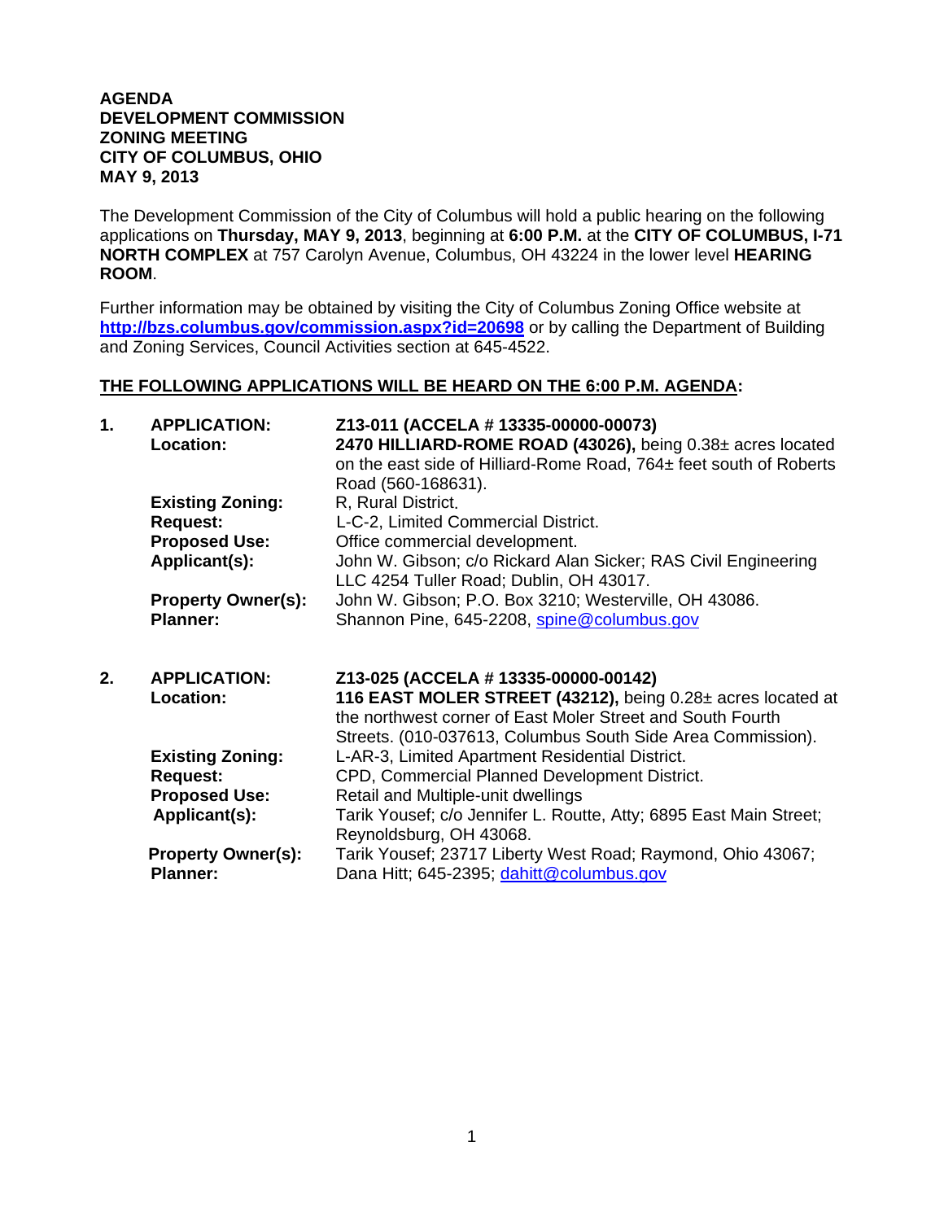**AGENDA**
**DEVELOPMENT COMMISSION**
**ZONING MEETING**
**CITY OF COLUMBUS, OHIO**
**MAY 9, 2013**

The Development Commission of the City of Columbus will hold a public hearing on the following applications on **Thursday, MAY 9, 2013**, beginning at **6:00 P.M.** at the **CITY OF COLUMBUS, I-71 NORTH COMPLEX** at 757 Carolyn Avenue, Columbus, OH 43224 in the lower level **HEARING ROOM**.

Further information may be obtained by visiting the City of Columbus Zoning Office website at **http://bzs.columbus.gov/commission.aspx?id=20698** or by calling the Department of Building and Zoning Services, Council Activities section at 645-4522.

**THE FOLLOWING APPLICATIONS WILL BE HEARD ON THE 6:00 P.M. AGENDA:**

**1. APPLICATION:** **Z13-011 (ACCELA # 13335-00000-00073)**
**Location:** **2470 HILLIARD-ROME ROAD (43026),** being 0.38± acres located on the east side of Hilliard-Rome Road, 764± feet south of Roberts Road (560-168631).
**Existing Zoning:** R, Rural District.
**Request:** L-C-2, Limited Commercial District.
**Proposed Use:** Office commercial development.
**Applicant(s):** John W. Gibson; c/o Rickard Alan Sicker; RAS Civil Engineering LLC 4254 Tuller Road; Dublin, OH 43017.
**Property Owner(s):** John W. Gibson; P.O. Box 3210; Westerville, OH 43086.
**Planner:** Shannon Pine, 645-2208, spine@columbus.gov

**2. APPLICATION:** **Z13-025 (ACCELA # 13335-00000-00142)**
**Location:** **116 EAST MOLER STREET (43212),** being 0.28± acres located at the northwest corner of East Moler Street and South Fourth Streets. (010-037613, Columbus South Side Area Commission).
**Existing Zoning:** L-AR-3, Limited Apartment Residential District.
**Request:** CPD, Commercial Planned Development District.
**Proposed Use:** Retail and Multiple-unit dwellings
**Applicant(s):** Tarik Yousef; c/o Jennifer L. Routte, Atty; 6895 East Main Street; Reynoldsburg, OH 43068.
**Property Owner(s):** Tarik Yousef; 23717 Liberty West Road; Raymond, Ohio 43067;
**Planner:** Dana Hitt; 645-2395; dahitt@columbus.gov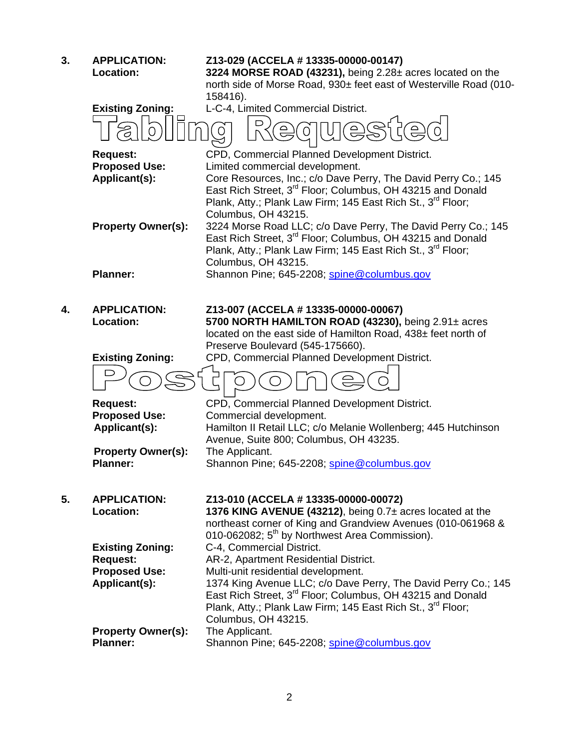3. **APPLICATION:** **Z13-029 (ACCELA # 13335-00000-00147)**
**Location:** **3224 MORSE ROAD (43231),** being 2.28± acres located on the north side of Morse Road, 930± feet east of Westerville Road (010-158416).
**Existing Zoning:** L-C-4, Limited Commercial District.

**Tabling Requested**

**Request:** CPD, Commercial Planned Development District.
**Proposed Use:** Limited commercial development.
**Applicant(s):** Core Resources, Inc.; c/o Dave Perry, The David Perry Co.; 145 East Rich Street, 3rd Floor; Columbus, OH 43215 and Donald Plank, Atty.; Plank Law Firm; 145 East Rich St., 3rd Floor; Columbus, OH 43215.
**Property Owner(s):** 3224 Morse Road LLC; c/o Dave Perry, The David Perry Co.; 145 East Rich Street, 3rd Floor; Columbus, OH 43215 and Donald Plank, Atty.; Plank Law Firm; 145 East Rich St., 3rd Floor; Columbus, OH 43215.
**Planner:** Shannon Pine; 645-2208; spine@columbus.gov

4. **APPLICATION:** **Z13-007 (ACCELA # 13335-00000-00067)**
**Location:** **5700 NORTH HAMILTON ROAD (43230),** being 2.91± acres located on the east side of Hamilton Road, 438± feet north of Preserve Boulevard (545-175660).
**Existing Zoning:** CPD, Commercial Planned Development District.

**Postponed**

**Request:** CPD, Commercial Planned Development District.
**Proposed Use:** Commercial development.
**Applicant(s):** Hamilton II Retail LLC; c/o Melanie Wollenberg; 445 Hutchinson Avenue, Suite 800; Columbus, OH 43235.
**Property Owner(s):** The Applicant.
**Planner:** Shannon Pine; 645-2208; spine@columbus.gov

5. **APPLICATION:** **Z13-010 (ACCELA # 13335-00000-00072)**
**Location:** **1376 KING AVENUE (43212)**, being 0.7± acres located at the northeast corner of King and Grandview Avenues (010-061968 & 010-062082; 5th by Northwest Area Commission).
**Existing Zoning:** C-4, Commercial District.
**Request:** AR-2, Apartment Residential District.
**Proposed Use:** Multi-unit residential development.
**Applicant(s):** 1374 King Avenue LLC; c/o Dave Perry, The David Perry Co.; 145 East Rich Street, 3rd Floor; Columbus, OH 43215 and Donald Plank, Atty.; Plank Law Firm; 145 East Rich St., 3rd Floor; Columbus, OH 43215.
**Property Owner(s):** The Applicant.
**Planner:** Shannon Pine; 645-2208; spine@columbus.gov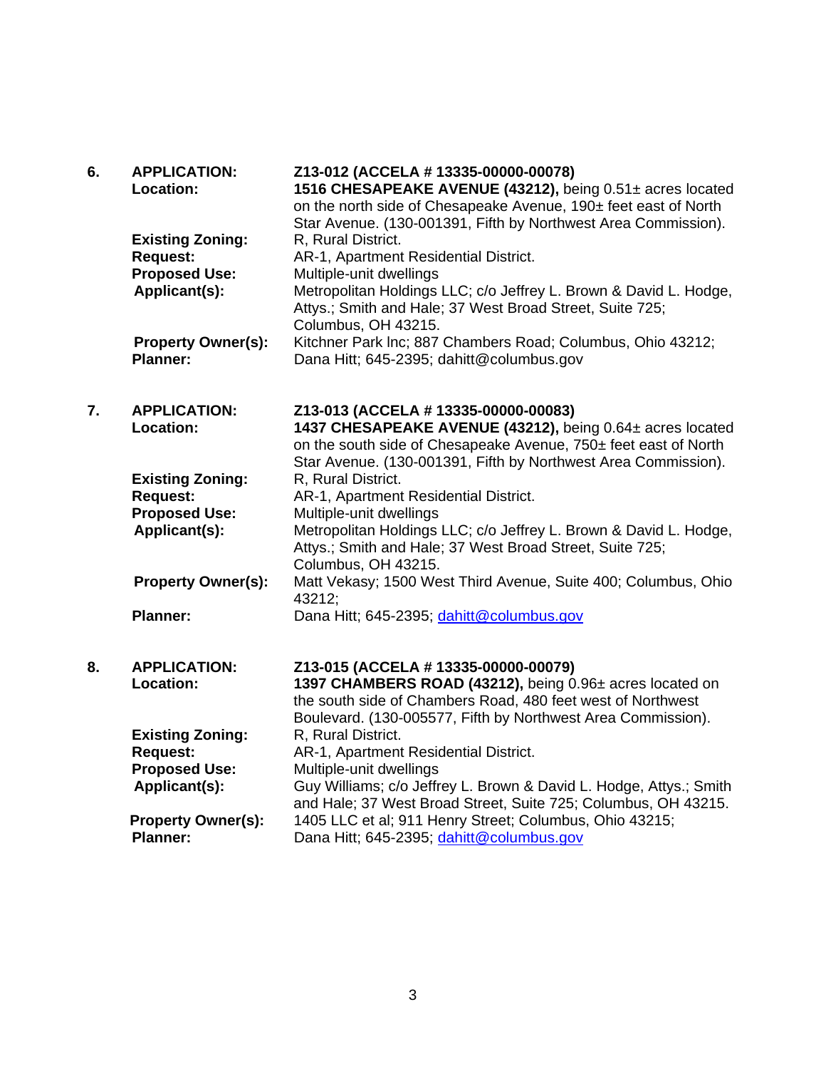**6. APPLICATION:** **Z13-012 (ACCELA # 13335-00000-00078)**

**Location:** **1516 CHESAPEAKE AVENUE (43212),** being 0.51± acres located on the north side of Chesapeake Avenue, 190± feet east of North Star Avenue. (130-001391, Fifth by Northwest Area Commission).

**Existing Zoning:** R, Rural District.

**Request:** AR-1, Apartment Residential District.

**Proposed Use:** Multiple-unit dwellings

**Applicant(s):** Metropolitan Holdings LLC; c/o Jeffrey L. Brown & David L. Hodge, Attys.; Smith and Hale; 37 West Broad Street, Suite 725; Columbus, OH 43215.

**Property Owner(s):** Kitchner Park Inc; 887 Chambers Road; Columbus, Ohio 43212;

**Planner:** Dana Hitt; 645-2395; dahitt@columbus.gov

**7. APPLICATION:** **Z13-013 (ACCELA # 13335-00000-00083)**

**Location:** **1437 CHESAPEAKE AVENUE (43212),** being 0.64± acres located on the south side of Chesapeake Avenue, 750± feet east of North Star Avenue. (130-001391, Fifth by Northwest Area Commission).

**Existing Zoning:** R, Rural District.

**Request:** AR-1, Apartment Residential District.

**Proposed Use:** Multiple-unit dwellings

**Applicant(s):** Metropolitan Holdings LLC; c/o Jeffrey L. Brown & David L. Hodge, Attys.; Smith and Hale; 37 West Broad Street, Suite 725; Columbus, OH 43215.

**Property Owner(s):** Matt Vekasy; 1500 West Third Avenue, Suite 400; Columbus, Ohio 43212;

**Planner:** Dana Hitt; 645-2395; dahitt@columbus.gov

**8. APPLICATION:** **Z13-015 (ACCELA # 13335-00000-00079)**

**Location:** **1397 CHAMBERS ROAD (43212),** being 0.96± acres located on the south side of Chambers Road, 480 feet west of Northwest Boulevard. (130-005577, Fifth by Northwest Area Commission).

**Existing Zoning:** R, Rural District.

**Request:** AR-1, Apartment Residential District.

**Proposed Use:** Multiple-unit dwellings

**Applicant(s):** Guy Williams; c/o Jeffrey L. Brown & David L. Hodge, Attys.; Smith and Hale; 37 West Broad Street, Suite 725; Columbus, OH 43215.

**Property Owner(s):** 1405 LLC et al; 911 Henry Street; Columbus, Ohio 43215;

**Planner:** Dana Hitt; 645-2395; dahitt@columbus.gov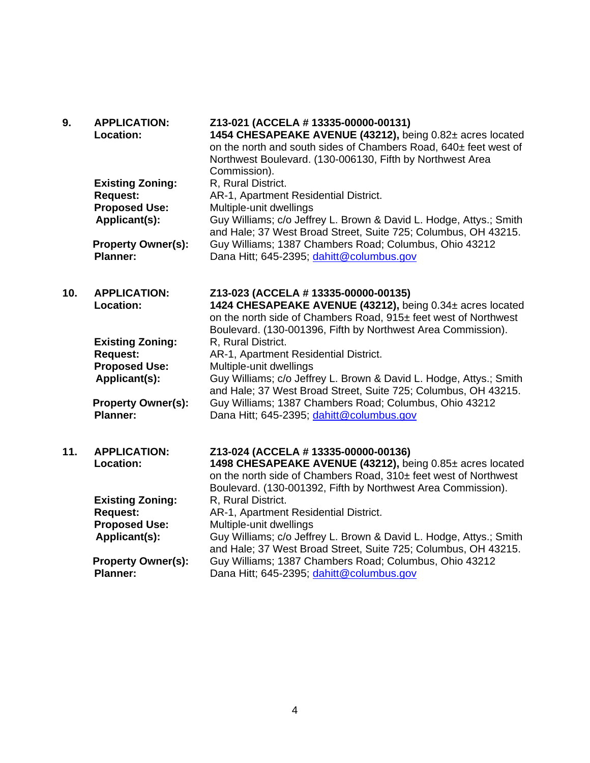**9.** **APPLICATION:** **Z13-021 (ACCELA # 13335-00000-00131)**

**Location:** **1454 CHESAPEAKE AVENUE (43212),** being 0.82± acres located on the north and south sides of Chambers Road, 640± feet west of Northwest Boulevard. (130-006130, Fifth by Northwest Area Commission).

**Existing Zoning:** R, Rural District.

**Request:** AR-1, Apartment Residential District.

**Proposed Use:** Multiple-unit dwellings

**Applicant(s):** Guy Williams; c/o Jeffrey L. Brown & David L. Hodge, Attys.; Smith and Hale; 37 West Broad Street, Suite 725; Columbus, OH 43215.

**Property Owner(s):** Guy Williams; 1387 Chambers Road; Columbus, Ohio 43212

**Planner:** Dana Hitt; 645-2395; dahitt@columbus.gov

**10.** **APPLICATION:** **Z13-023 (ACCELA # 13335-00000-00135)**

**Location:** **1424 CHESAPEAKE AVENUE (43212),** being 0.34± acres located on the north side of Chambers Road, 915± feet west of Northwest Boulevard. (130-001396, Fifth by Northwest Area Commission).

**Existing Zoning:** R, Rural District.

**Request:** AR-1, Apartment Residential District.

**Proposed Use:** Multiple-unit dwellings

**Applicant(s):** Guy Williams; c/o Jeffrey L. Brown & David L. Hodge, Attys.; Smith and Hale; 37 West Broad Street, Suite 725; Columbus, OH 43215.

**Property Owner(s):** Guy Williams; 1387 Chambers Road; Columbus, Ohio 43212

**Planner:** Dana Hitt; 645-2395; dahitt@columbus.gov

**11.** **APPLICATION:** **Z13-024 (ACCELA # 13335-00000-00136)**

**Location:** **1498 CHESAPEAKE AVENUE (43212),** being 0.85± acres located on the north side of Chambers Road, 310± feet west of Northwest Boulevard. (130-001392, Fifth by Northwest Area Commission).

**Existing Zoning:** R, Rural District.

**Request:** AR-1, Apartment Residential District.

**Proposed Use:** Multiple-unit dwellings

**Applicant(s):** Guy Williams; c/o Jeffrey L. Brown & David L. Hodge, Attys.; Smith and Hale; 37 West Broad Street, Suite 725; Columbus, OH 43215.

**Property Owner(s):** Guy Williams; 1387 Chambers Road; Columbus, Ohio 43212

**Planner:** Dana Hitt; 645-2395; dahitt@columbus.gov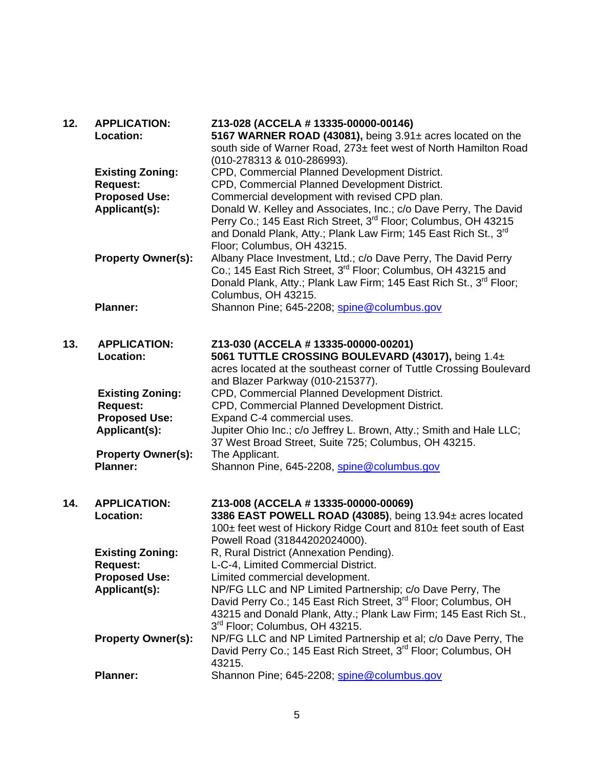**12.** **APPLICATION:** **Z13-028 (ACCELA # 13335-00000-00146)**

**Location:** **5167 WARNER ROAD (43081),** being 3.91± acres located on the south side of Warner Road, 273± feet west of North Hamilton Road (010-278313 & 010-286993).

**Existing Zoning:** CPD, Commercial Planned Development District.

**Request:** CPD, Commercial Planned Development District.

**Proposed Use:** Commercial development with revised CPD plan.

**Applicant(s):** Donald W. Kelley and Associates, Inc.; c/o Dave Perry, The David Perry Co.; 145 East Rich Street, 3rd Floor; Columbus, OH 43215 and Donald Plank, Atty.; Plank Law Firm; 145 East Rich St., 3rd Floor; Columbus, OH 43215.

**Property Owner(s):** Albany Place Investment, Ltd.; c/o Dave Perry, The David Perry Co.; 145 East Rich Street, 3rd Floor; Columbus, OH 43215 and Donald Plank, Atty.; Plank Law Firm; 145 East Rich St., 3rd Floor; Columbus, OH 43215.

**Planner:** Shannon Pine; 645-2208; spine@columbus.gov

**13.** **APPLICATION:** **Z13-030 (ACCELA # 13335-00000-00201)**

**Location:** **5061 TUTTLE CROSSING BOULEVARD (43017),** being 1.4± acres located at the southeast corner of Tuttle Crossing Boulevard and Blazer Parkway (010-215377).

**Existing Zoning:** CPD, Commercial Planned Development District.

**Request:** CPD, Commercial Planned Development District.

**Proposed Use:** Expand C-4 commercial uses.

**Applicant(s):** Jupiter Ohio Inc.; c/o Jeffrey L. Brown, Atty.; Smith and Hale LLC; 37 West Broad Street, Suite 725; Columbus, OH 43215.

**Property Owner(s):** The Applicant.

**Planner:** Shannon Pine, 645-2208, spine@columbus.gov

**14.** **APPLICATION:** **Z13-008 (ACCELA # 13335-00000-00069)**

**Location:** **3386 EAST POWELL ROAD (43085)**, being 13.94± acres located 100± feet west of Hickory Ridge Court and 810± feet south of East Powell Road (31844202024000).

**Existing Zoning:** R, Rural District (Annexation Pending).

**Request:** L-C-4, Limited Commercial District.

**Proposed Use:** Limited commercial development.

**Applicant(s):** NP/FG LLC and NP Limited Partnership; c/o Dave Perry, The David Perry Co.; 145 East Rich Street, 3rd Floor; Columbus, OH 43215 and Donald Plank, Atty.; Plank Law Firm; 145 East Rich St., 3rd Floor; Columbus, OH 43215.

**Property Owner(s):** NP/FG LLC and NP Limited Partnership et al; c/o Dave Perry, The David Perry Co.; 145 East Rich Street, 3rd Floor; Columbus, OH 43215.

**Planner:** Shannon Pine; 645-2208; spine@columbus.gov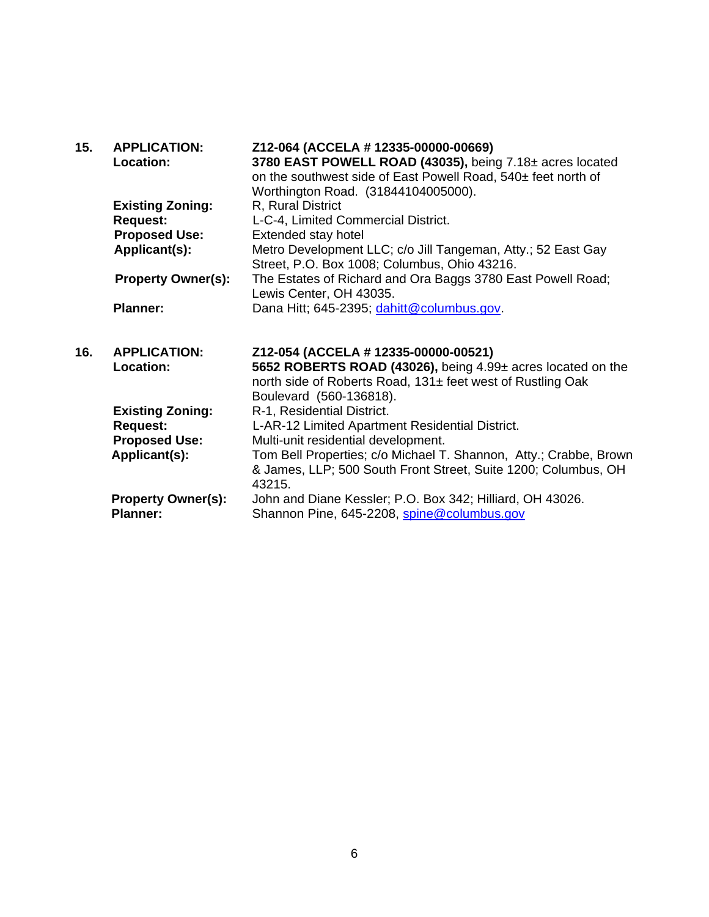**15. APPLICATION:** **Z12-064 (ACCELA # 12335-00000-00669)**

**Location:** **3780 EAST POWELL ROAD (43035),** being 7.18± acres located on the southwest side of East Powell Road, 540± feet north of Worthington Road. (31844104005000).

**Existing Zoning:** R, Rural District

**Request:** L-C-4, Limited Commercial District.

**Proposed Use:** Extended stay hotel

**Applicant(s):** Metro Development LLC; c/o Jill Tangeman, Atty.; 52 East Gay Street, P.O. Box 1008; Columbus, Ohio 43216.

**Property Owner(s):** The Estates of Richard and Ora Baggs 3780 East Powell Road; Lewis Center, OH 43035.

**Planner:** Dana Hitt; 645-2395; dahitt@columbus.gov.

**16. APPLICATION:** **Z12-054 (ACCELA # 12335-00000-00521)**

**Location:** **5652 ROBERTS ROAD (43026),** being 4.99± acres located on the north side of Roberts Road, 131± feet west of Rustling Oak Boulevard (560-136818).

**Existing Zoning:** R-1, Residential District.

**Request:** L-AR-12 Limited Apartment Residential District.

**Proposed Use:** Multi-unit residential development.

**Applicant(s):** Tom Bell Properties; c/o Michael T. Shannon, Atty.; Crabbe, Brown & James, LLP; 500 South Front Street, Suite 1200; Columbus, OH 43215.

**Property Owner(s):** John and Diane Kessler; P.O. Box 342; Hilliard, OH 43026.

**Planner:** Shannon Pine, 645-2208, spine@columbus.gov